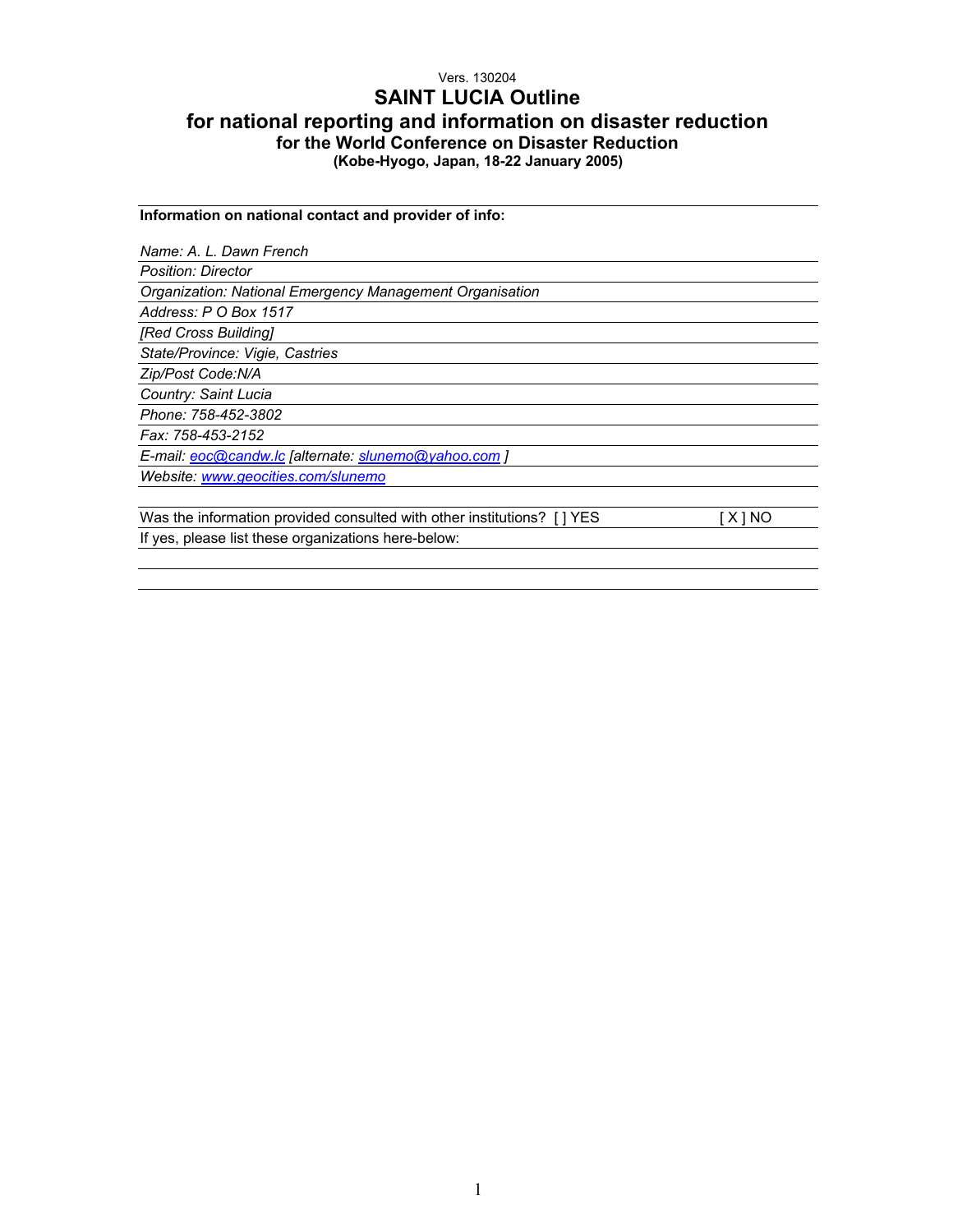Vers. 130204

# SAINT LUCIA Outline
# for national reporting and information on disaster reduction
## for the World Conference on Disaster Reduction
### (Kobe-Hyogo, Japan, 18-22 January 2005)

**Information on national contact and provider of info:**

*Name: A. L. Dawn French*

*Position: Director*

*Organization: National Emergency Management Organisation*

*Address: P O Box 1517*

*[Red Cross Building]*

*State/Province: Vigie, Castries*

*Zip/Post Code:N/A*

*Country: Saint Lucia*

*Phone: 758-452-3802*

*Fax: 758-453-2152*

*E-mail: eoc@candw.lc [alternate: slunemo@yahoo.com ]*

*Website: www.geocities.com/slunemo*

Was the information provided consulted with other institutions? [ ] YES [ X ] NO

If yes, please list these organizations here-below: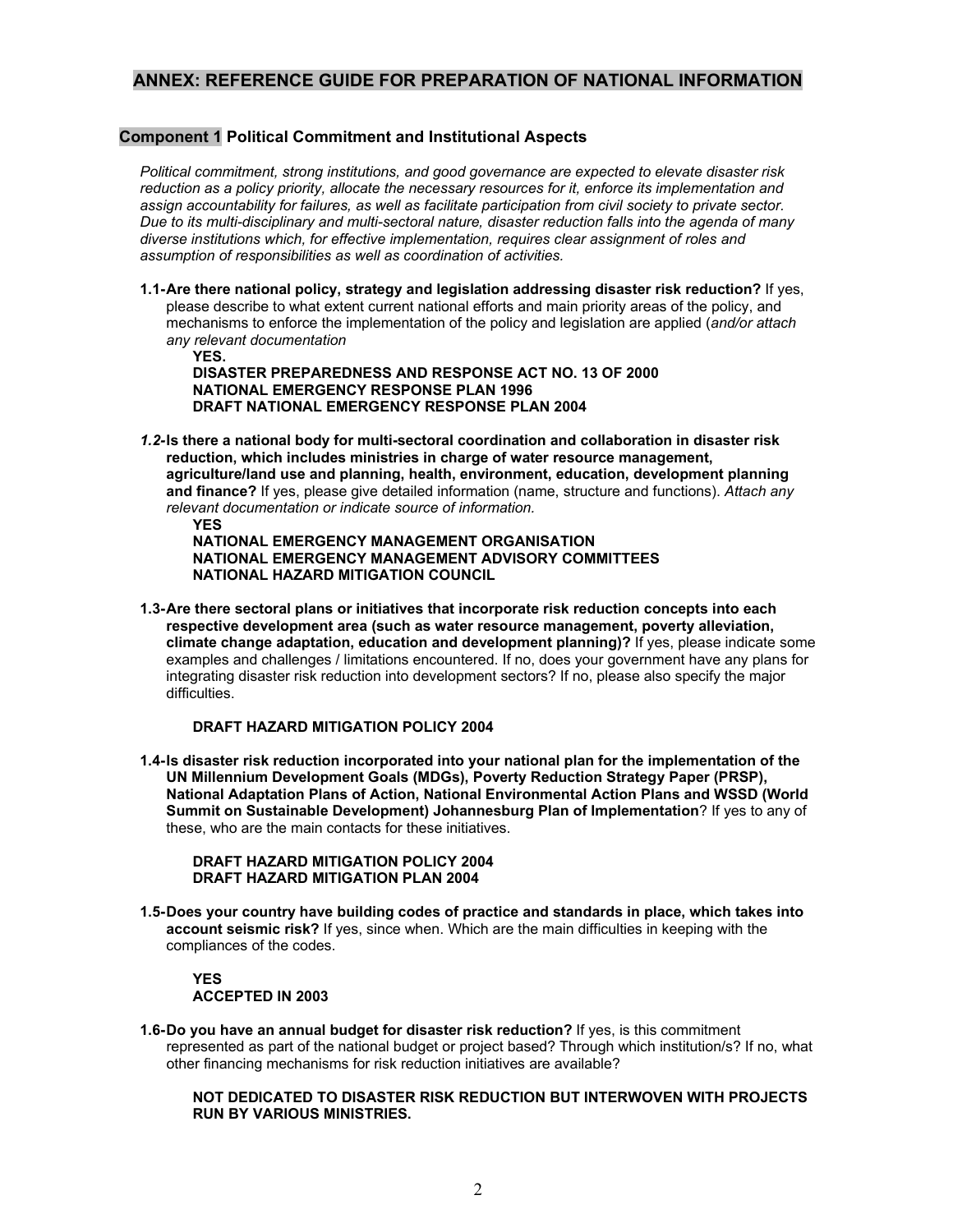## ANNEX: REFERENCE GUIDE FOR PREPARATION OF NATIONAL INFORMATION

### Component 1 Political Commitment and Institutional Aspects

*Political commitment, strong institutions, and good governance are expected to elevate disaster risk reduction as a policy priority, allocate the necessary resources for it, enforce its implementation and assign accountability for failures, as well as facilitate participation from civil society to private sector. Due to its multi-disciplinary and multi-sectoral nature, disaster reduction falls into the agenda of many diverse institutions which, for effective implementation, requires clear assignment of roles and assumption of responsibilities as well as coordination of activities.*

**1.1-Are there national policy, strategy and legislation addressing disaster risk reduction?** If yes, please describe to what extent current national efforts and main priority areas of the policy, and mechanisms to enforce the implementation of the policy and legislation are applied (*and/or attach any relevant documentation*

**YES.**
**DISASTER PREPAREDNESS AND RESPONSE ACT NO. 13 OF 2000**
**NATIONAL EMERGENCY RESPONSE PLAN 1996**
**DRAFT NATIONAL EMERGENCY RESPONSE PLAN 2004**

***1.2*-Is there a national body for multi-sectoral coordination and collaboration in disaster risk reduction, which includes ministries in charge of water resource management, agriculture/land use and planning, health, environment, education, development planning and finance?** If yes, please give detailed information (name, structure and functions). *Attach any relevant documentation or indicate source of information.*

**YES**
**NATIONAL EMERGENCY MANAGEMENT ORGANISATION**
**NATIONAL EMERGENCY MANAGEMENT ADVISORY COMMITTEES**
**NATIONAL HAZARD MITIGATION COUNCIL**

**1.3-Are there sectoral plans or initiatives that incorporate risk reduction concepts into each respective development area (such as water resource management, poverty alleviation, climate change adaptation, education and development planning)?** If yes, please indicate some examples and challenges / limitations encountered. If no, does your government have any plans for integrating disaster risk reduction into development sectors? If no, please also specify the major difficulties.

**DRAFT HAZARD MITIGATION POLICY 2004**

**1.4-Is disaster risk reduction incorporated into your national plan for the implementation of the UN Millennium Development Goals (MDGs), Poverty Reduction Strategy Paper (PRSP), National Adaptation Plans of Action, National Environmental Action Plans and WSSD (World Summit on Sustainable Development) Johannesburg Plan of Implementation**? If yes to any of these, who are the main contacts for these initiatives.

**DRAFT HAZARD MITIGATION POLICY 2004**
**DRAFT HAZARD MITIGATION PLAN 2004**

**1.5-Does your country have building codes of practice and standards in place, which takes into account seismic risk?** If yes, since when. Which are the main difficulties in keeping with the compliances of the codes.

**YES**
**ACCEPTED IN 2003**

**1.6-Do you have an annual budget for disaster risk reduction?** If yes, is this commitment represented as part of the national budget or project based? Through which institution/s? If no, what other financing mechanisms for risk reduction initiatives are available?

**NOT DEDICATED TO DISASTER RISK REDUCTION BUT INTERWOVEN WITH PROJECTS RUN BY VARIOUS MINISTRIES.**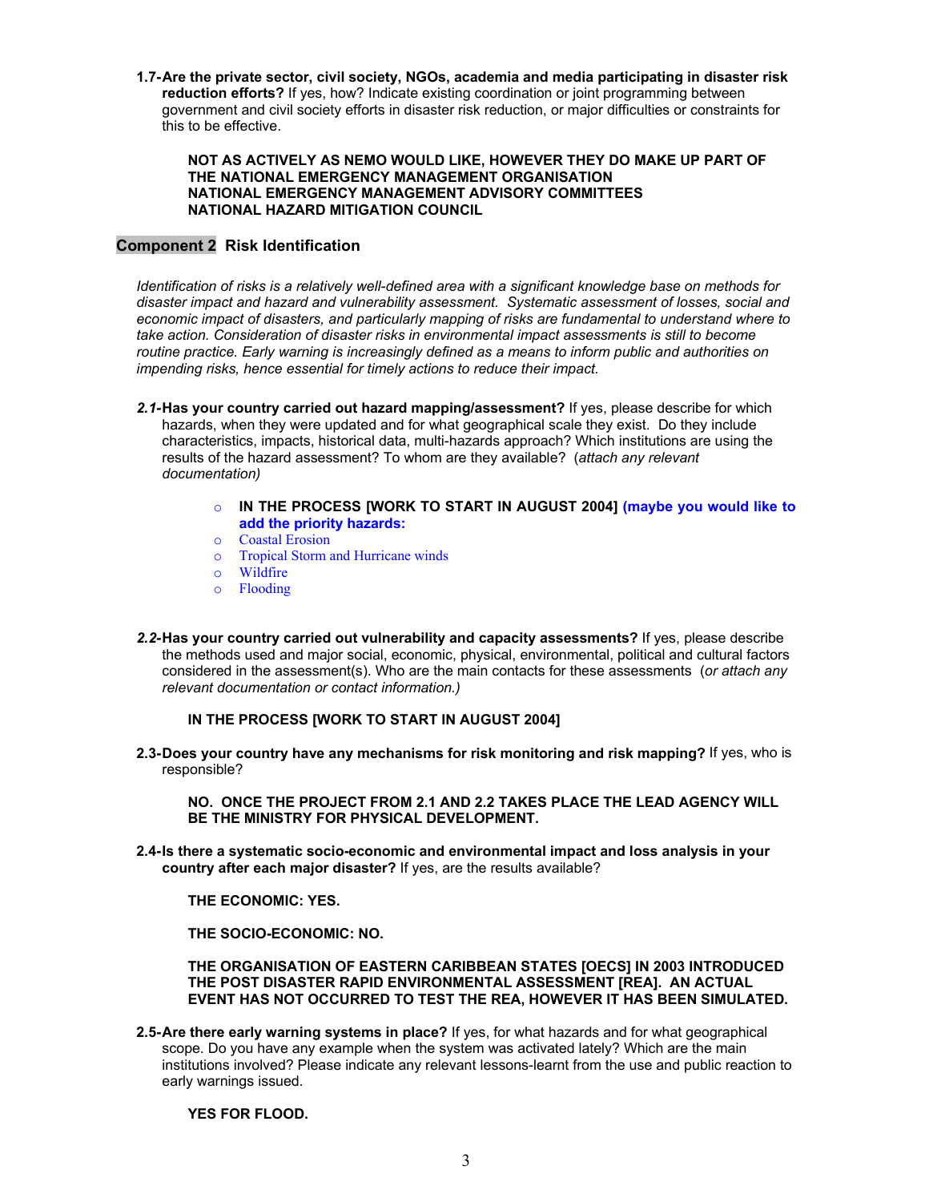**1.7-Are the private sector, civil society, NGOs, academia and media participating in disaster risk reduction efforts?** If yes, how? Indicate existing coordination or joint programming between government and civil society efforts in disaster risk reduction, or major difficulties or constraints for this to be effective.

> **NOT AS ACTIVELY AS NEMO WOULD LIKE, HOWEVER THEY DO MAKE UP PART OF THE NATIONAL EMERGENCY MANAGEMENT ORGANISATION**
> **NATIONAL EMERGENCY MANAGEMENT ADVISORY COMMITTEES**
> **NATIONAL HAZARD MITIGATION COUNCIL**

## Component 2 Risk Identification

*Identification of risks is a relatively well-defined area with a significant knowledge base on methods for disaster impact and hazard and vulnerability assessment. Systematic assessment of losses, social and economic impact of disasters, and particularly mapping of risks are fundamental to understand where to take action. Consideration of disaster risks in environmental impact assessments is still to become routine practice. Early warning is increasingly defined as a means to inform public and authorities on impending risks, hence essential for timely actions to reduce their impact.*

***2.1*-Has your country carried out hazard mapping/assessment?** If yes, please describe for which hazards, when they were updated and for what geographical scale they exist. Do they include characteristics, impacts, historical data, multi-hazards approach? Which institutions are using the results of the hazard assessment? To whom are they available? (*attach any relevant documentation)*

- **IN THE PROCESS [WORK TO START IN AUGUST 2004] (maybe you would like to add the priority hazards:**
- Coastal Erosion
- Tropical Storm and Hurricane winds
- Wildfire
- Flooding

***2.2*-Has your country carried out vulnerability and capacity assessments?** If yes, please describe the methods used and major social, economic, physical, environmental, political and cultural factors considered in the assessment(s). Who are the main contacts for these assessments (*or attach any relevant documentation or contact information.)*

> **IN THE PROCESS [WORK TO START IN AUGUST 2004]**

**2.3-Does your country have any mechanisms for risk monitoring and risk mapping?** If yes, who is responsible?

> **NO. ONCE THE PROJECT FROM 2.1 AND 2.2 TAKES PLACE THE LEAD AGENCY WILL BE THE MINISTRY FOR PHYSICAL DEVELOPMENT.**

**2.4-Is there a systematic socio-economic and environmental impact and loss analysis in your country after each major disaster?** If yes, are the results available?

> **THE ECONOMIC: YES.**
>
> **THE SOCIO-ECONOMIC: NO.**
>
> **THE ORGANISATION OF EASTERN CARIBBEAN STATES [OECS] IN 2003 INTRODUCED THE POST DISASTER RAPID ENVIRONMENTAL ASSESSMENT [REA]. AN ACTUAL EVENT HAS NOT OCCURRED TO TEST THE REA, HOWEVER IT HAS BEEN SIMULATED.**

**2.5-Are there early warning systems in place?** If yes, for what hazards and for what geographical scope. Do you have any example when the system was activated lately? Which are the main institutions involved? Please indicate any relevant lessons-learnt from the use and public reaction to early warnings issued.

> **YES FOR FLOOD.**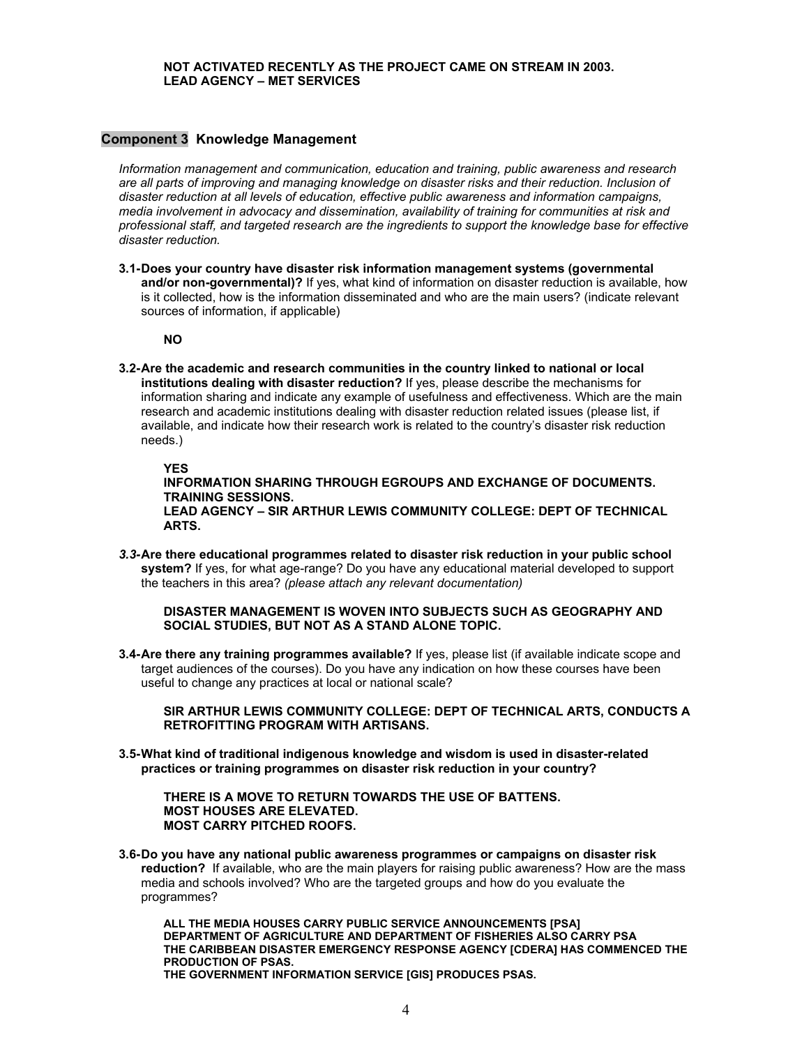**NOT ACTIVATED RECENTLY AS THE PROJECT CAME ON STREAM IN 2003.**
**LEAD AGENCY – MET SERVICES**

## Component 3 Knowledge Management

*Information management and communication, education and training, public awareness and research are all parts of improving and managing knowledge on disaster risks and their reduction. Inclusion of disaster reduction at all levels of education, effective public awareness and information campaigns, media involvement in advocacy and dissemination, availability of training for communities at risk and professional staff, and targeted research are the ingredients to support the knowledge base for effective disaster reduction.*

**3.1-Does your country have disaster risk information management systems (governmental and/or non-governmental)?** If yes, what kind of information on disaster reduction is available, how is it collected, how is the information disseminated and who are the main users? (indicate relevant sources of information, if applicable)

**NO**

**3.2-Are the academic and research communities in the country linked to national or local institutions dealing with disaster reduction?** If yes, please describe the mechanisms for information sharing and indicate any example of usefulness and effectiveness. Which are the main research and academic institutions dealing with disaster reduction related issues (please list, if available, and indicate how their research work is related to the country's disaster risk reduction needs.)

**YES**
**INFORMATION SHARING THROUGH EGROUPS AND EXCHANGE OF DOCUMENTS.**
**TRAINING SESSIONS.**
**LEAD AGENCY – SIR ARTHUR LEWIS COMMUNITY COLLEGE: DEPT OF TECHNICAL ARTS.**

***3.3*-Are there educational programmes related to disaster risk reduction in your public school system?** If yes, for what age-range? Do you have any educational material developed to support the teachers in this area? *(please attach any relevant documentation)*

**DISASTER MANAGEMENT IS WOVEN INTO SUBJECTS SUCH AS GEOGRAPHY AND SOCIAL STUDIES, BUT NOT AS A STAND ALONE TOPIC.**

**3.4-Are there any training programmes available?** If yes, please list (if available indicate scope and target audiences of the courses). Do you have any indication on how these courses have been useful to change any practices at local or national scale?

**SIR ARTHUR LEWIS COMMUNITY COLLEGE: DEPT OF TECHNICAL ARTS, CONDUCTS A RETROFITTING PROGRAM WITH ARTISANS.**

**3.5-What kind of traditional indigenous knowledge and wisdom is used in disaster-related practices or training programmes on disaster risk reduction in your country?**

**THERE IS A MOVE TO RETURN TOWARDS THE USE OF BATTENS.**
**MOST HOUSES ARE ELEVATED.**
**MOST CARRY PITCHED ROOFS.**

**3.6-Do you have any national public awareness programmes or campaigns on disaster risk reduction?** If available, who are the main players for raising public awareness? How are the mass media and schools involved? Who are the targeted groups and how do you evaluate the programmes?

**ALL THE MEDIA HOUSES CARRY PUBLIC SERVICE ANNOUNCEMENTS [PSA]**
**DEPARTMENT OF AGRICULTURE AND DEPARTMENT OF FISHERIES ALSO CARRY PSA**
**THE CARIBBEAN DISASTER EMERGENCY RESPONSE AGENCY [CDERA] HAS COMMENCED THE PRODUCTION OF PSAS.**
**THE GOVERNMENT INFORMATION SERVICE [GIS] PRODUCES PSAS.**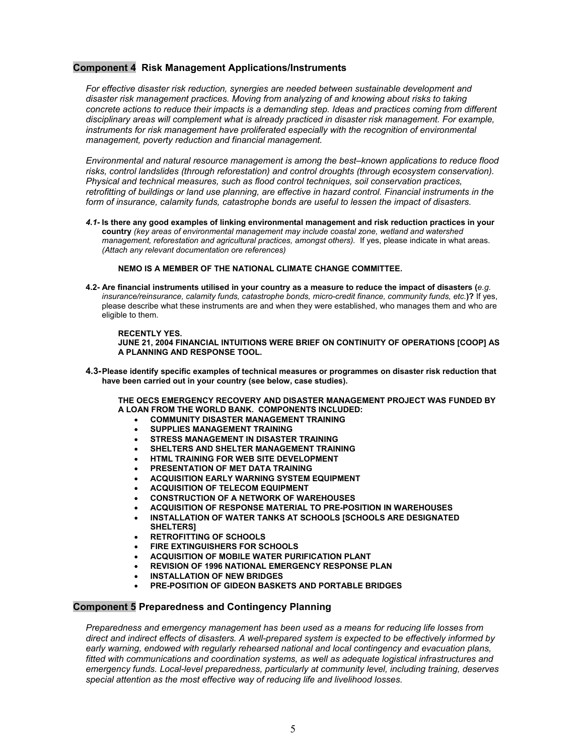## Component 4 Risk Management Applications/Instruments

*For effective disaster risk reduction, synergies are needed between sustainable development and disaster risk management practices. Moving from analyzing of and knowing about risks to taking concrete actions to reduce their impacts is a demanding step. Ideas and practices coming from different disciplinary areas will complement what is already practiced in disaster risk management. For example, instruments for risk management have proliferated especially with the recognition of environmental management, poverty reduction and financial management.*

*Environmental and natural resource management is among the best–known applications to reduce flood risks, control landslides (through reforestation) and control droughts (through ecosystem conservation). Physical and technical measures, such as flood control techniques, soil conservation practices, retrofitting of buildings or land use planning, are effective in hazard control. Financial instruments in the form of insurance, calamity funds, catastrophe bonds are useful to lessen the impact of disasters.*

***4.1-* Is there any good examples of linking environmental management and risk reduction practices in your country** *(key areas of environmental management may include coastal zone, wetland and watershed management, reforestation and agricultural practices, amongst others).* If yes, please indicate in what areas. *(Attach any relevant documentation ore references)*

**NEMO IS A MEMBER OF THE NATIONAL CLIMATE CHANGE COMMITTEE.**

**4.2- Are financial instruments utilised in your country as a measure to reduce the impact of disasters (***e.g. insurance/reinsurance, calamity funds, catastrophe bonds, micro-credit finance, community funds, etc.***)?** If yes, please describe what these instruments are and when they were established, who manages them and who are eligible to them.

**RECENTLY YES.**
**JUNE 21, 2004 FINANCIAL INTUITIONS WERE BRIEF ON CONTINUITY OF OPERATIONS [COOP] AS A PLANNING AND RESPONSE TOOL.**

**4.3- Please identify specific examples of technical measures or programmes on disaster risk reduction that have been carried out in your country (see below, case studies).**

**THE OECS EMERGENCY RECOVERY AND DISASTER MANAGEMENT PROJECT WAS FUNDED BY A LOAN FROM THE WORLD BANK. COMPONENTS INCLUDED:**

- **COMMUNITY DISASTER MANAGEMENT TRAINING**
- **SUPPLIES MANAGEMENT TRAINING**
- **STRESS MANAGEMENT IN DISASTER TRAINING**
- **SHELTERS AND SHELTER MANAGEMENT TRAINING**
- **HTML TRAINING FOR WEB SITE DEVELOPMENT**
- **PRESENTATION OF MET DATA TRAINING**
- **ACQUISITION EARLY WARNING SYSTEM EQUIPMENT**
- **ACQUISITION OF TELECOM EQUIPMENT**
- **CONSTRUCTION OF A NETWORK OF WAREHOUSES**
- **ACQUISITION OF RESPONSE MATERIAL TO PRE-POSITION IN WAREHOUSES**
- **INSTALLATION OF WATER TANKS AT SCHOOLS [SCHOOLS ARE DESIGNATED SHELTERS]**
- **RETROFITTING OF SCHOOLS**
- **FIRE EXTINGUISHERS FOR SCHOOLS**
- **ACQUISITION OF MOBILE WATER PURIFICATION PLANT**
- **REVISION OF 1996 NATIONAL EMERGENCY RESPONSE PLAN**
- **INSTALLATION OF NEW BRIDGES**
- **PRE-POSITION OF GIDEON BASKETS AND PORTABLE BRIDGES**

## Component 5 Preparedness and Contingency Planning

*Preparedness and emergency management has been used as a means for reducing life losses from direct and indirect effects of disasters. A well-prepared system is expected to be effectively informed by early warning, endowed with regularly rehearsed national and local contingency and evacuation plans, fitted with communications and coordination systems, as well as adequate logistical infrastructures and emergency funds. Local-level preparedness, particularly at community level, including training, deserves special attention as the most effective way of reducing life and livelihood losses.*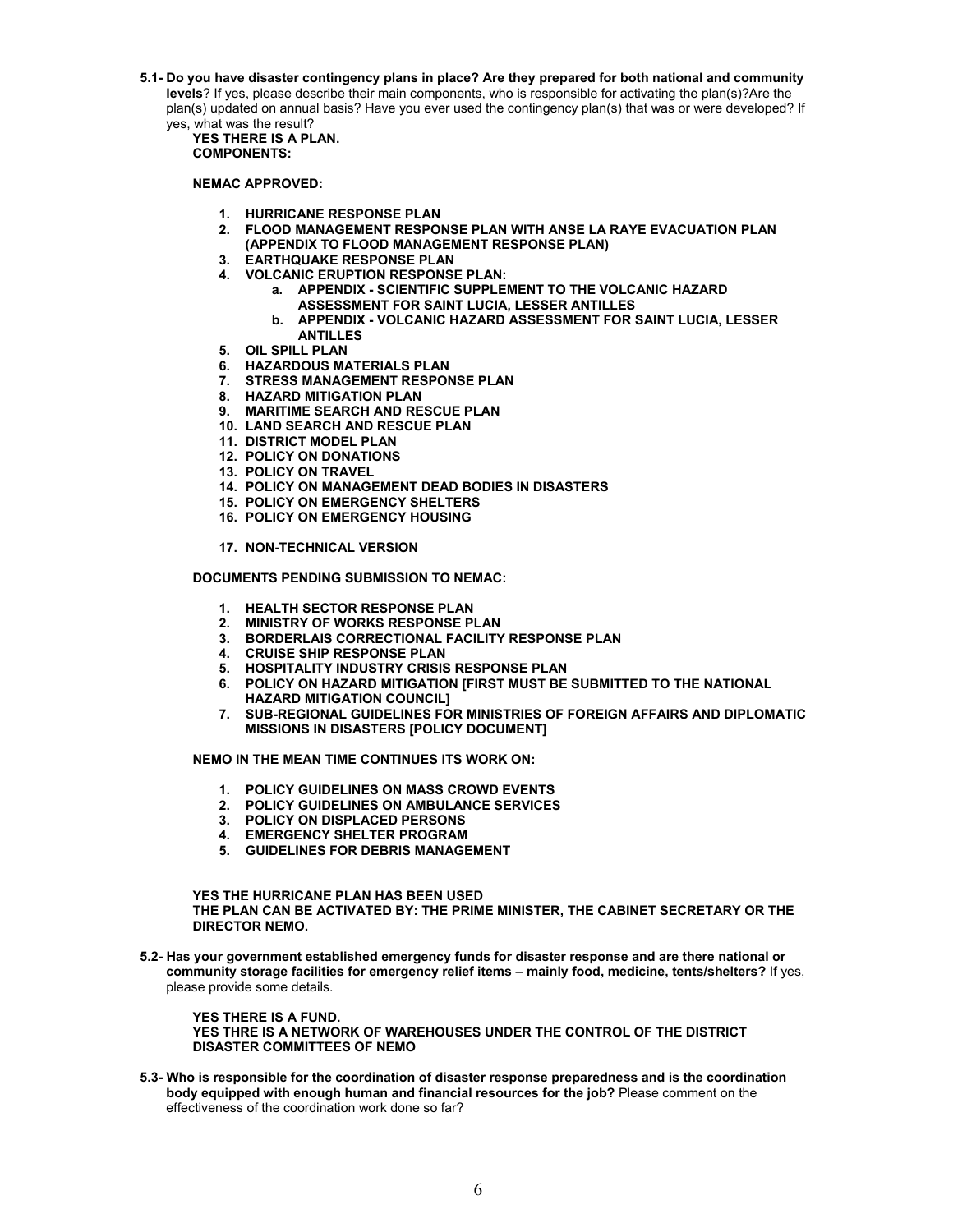**5.1- Do you have disaster contingency plans in place? Are they prepared for both national and community levels**? If yes, please describe their main components, who is responsible for activating the plan(s)?Are the plan(s) updated on annual basis? Have you ever used the contingency plan(s) that was or were developed? If yes, what was the result?

**YES THERE IS A PLAN.**
**COMPONENTS:**

**NEMAC APPROVED:**

1. **HURRICANE RESPONSE PLAN**
2. **FLOOD MANAGEMENT RESPONSE PLAN WITH ANSE LA RAYE EVACUATION PLAN (APPENDIX TO FLOOD MANAGEMENT RESPONSE PLAN)**
3. **EARTHQUAKE RESPONSE PLAN**
4. **VOLCANIC ERUPTION RESPONSE PLAN:**
    a. **APPENDIX - SCIENTIFIC SUPPLEMENT TO THE VOLCANIC HAZARD ASSESSMENT FOR SAINT LUCIA, LESSER ANTILLES**
    b. **APPENDIX - VOLCANIC HAZARD ASSESSMENT FOR SAINT LUCIA, LESSER ANTILLES**
5. **OIL SPILL PLAN**
6. **HAZARDOUS MATERIALS PLAN**
7. **STRESS MANAGEMENT RESPONSE PLAN**
8. **HAZARD MITIGATION PLAN**
9. **MARITIME SEARCH AND RESCUE PLAN**
10. **LAND SEARCH AND RESCUE PLAN**
11. **DISTRICT MODEL PLAN**
12. **POLICY ON DONATIONS**
13. **POLICY ON TRAVEL**
14. **POLICY ON MANAGEMENT DEAD BODIES IN DISASTERS**
15. **POLICY ON EMERGENCY SHELTERS**
16. **POLICY ON EMERGENCY HOUSING**
17. **NON-TECHNICAL VERSION**

**DOCUMENTS PENDING SUBMISSION TO NEMAC:**

1. **HEALTH SECTOR RESPONSE PLAN**
2. **MINISTRY OF WORKS RESPONSE PLAN**
3. **BORDERLAIS CORRECTIONAL FACILITY RESPONSE PLAN**
4. **CRUISE SHIP RESPONSE PLAN**
5. **HOSPITALITY INDUSTRY CRISIS RESPONSE PLAN**
6. **POLICY ON HAZARD MITIGATION [FIRST MUST BE SUBMITTED TO THE NATIONAL HAZARD MITIGATION COUNCIL]**
7. **SUB-REGIONAL GUIDELINES FOR MINISTRIES OF FOREIGN AFFAIRS AND DIPLOMATIC MISSIONS IN DISASTERS [POLICY DOCUMENT]**

**NEMO IN THE MEAN TIME CONTINUES ITS WORK ON:**

1. **POLICY GUIDELINES ON MASS CROWD EVENTS**
2. **POLICY GUIDELINES ON AMBULANCE SERVICES**
3. **POLICY ON DISPLACED PERSONS**
4. **EMERGENCY SHELTER PROGRAM**
5. **GUIDELINES FOR DEBRIS MANAGEMENT**

**YES THE HURRICANE PLAN HAS BEEN USED**
**THE PLAN CAN BE ACTIVATED BY: THE PRIME MINISTER, THE CABINET SECRETARY OR THE DIRECTOR NEMO.**

**5.2- Has your government established emergency funds for disaster response and are there national or community storage facilities for emergency relief items – mainly food, medicine, tents/shelters?** If yes, please provide some details.

**YES THERE IS A FUND.**
**YES THRE IS A NETWORK OF WAREHOUSES UNDER THE CONTROL OF THE DISTRICT DISASTER COMMITTEES OF NEMO**

**5.3- Who is responsible for the coordination of disaster response preparedness and is the coordination body equipped with enough human and financial resources for the job?** Please comment on the effectiveness of the coordination work done so far?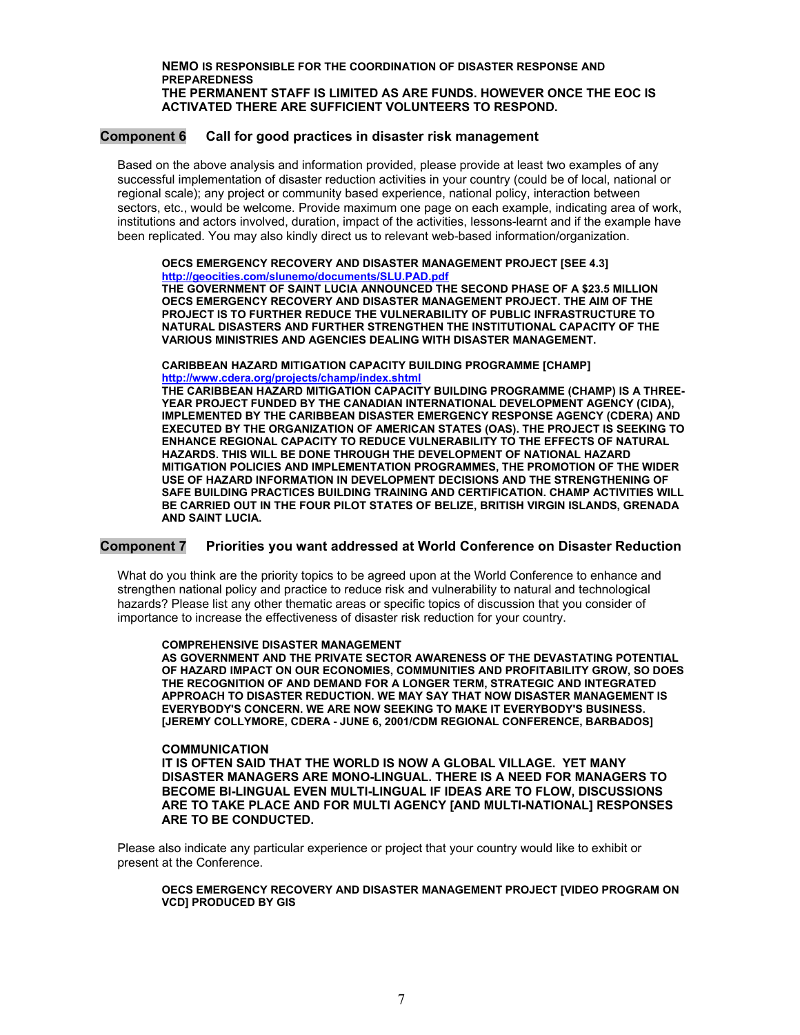**NEMO IS RESPONSIBLE FOR THE COORDINATION OF DISASTER RESPONSE AND PREPAREDNESS**
**THE PERMANENT STAFF IS LIMITED AS ARE FUNDS. HOWEVER ONCE THE EOC IS ACTIVATED THERE ARE SUFFICIENT VOLUNTEERS TO RESPOND.**

## Component 6 Call for good practices in disaster risk management

Based on the above analysis and information provided, please provide at least two examples of any successful implementation of disaster reduction activities in your country (could be of local, national or regional scale); any project or community based experience, national policy, interaction between sectors, etc., would be welcome. Provide maximum one page on each example, indicating area of work, institutions and actors involved, duration, impact of the activities, lessons-learnt and if the example have been replicated. You may also kindly direct us to relevant web-based information/organization.

**OECS EMERGENCY RECOVERY AND DISASTER MANAGEMENT PROJECT [SEE 4.3]**
**http://geocities.com/slunemo/documents/SLU.PAD.pdf**
**THE GOVERNMENT OF SAINT LUCIA ANNOUNCED THE SECOND PHASE OF A $23.5 MILLION OECS EMERGENCY RECOVERY AND DISASTER MANAGEMENT PROJECT. THE AIM OF THE PROJECT IS TO FURTHER REDUCE THE VULNERABILITY OF PUBLIC INFRASTRUCTURE TO NATURAL DISASTERS AND FURTHER STRENGTHEN THE INSTITUTIONAL CAPACITY OF THE VARIOUS MINISTRIES AND AGENCIES DEALING WITH DISASTER MANAGEMENT.**

**CARIBBEAN HAZARD MITIGATION CAPACITY BUILDING PROGRAMME [CHAMP]**
**http://www.cdera.org/projects/champ/index.shtml**
**THE CARIBBEAN HAZARD MITIGATION CAPACITY BUILDING PROGRAMME (CHAMP) IS A THREE-YEAR PROJECT FUNDED BY THE CANADIAN INTERNATIONAL DEVELOPMENT AGENCY (CIDA), IMPLEMENTED BY THE CARIBBEAN DISASTER EMERGENCY RESPONSE AGENCY (CDERA) AND EXECUTED BY THE ORGANIZATION OF AMERICAN STATES (OAS). THE PROJECT IS SEEKING TO ENHANCE REGIONAL CAPACITY TO REDUCE VULNERABILITY TO THE EFFECTS OF NATURAL HAZARDS. THIS WILL BE DONE THROUGH THE DEVELOPMENT OF NATIONAL HAZARD MITIGATION POLICIES AND IMPLEMENTATION PROGRAMMES, THE PROMOTION OF THE WIDER USE OF HAZARD INFORMATION IN DEVELOPMENT DECISIONS AND THE STRENGTHENING OF SAFE BUILDING PRACTICES BUILDING TRAINING AND CERTIFICATION. CHAMP ACTIVITIES WILL BE CARRIED OUT IN THE FOUR PILOT STATES OF BELIZE, BRITISH VIRGIN ISLANDS, GRENADA AND SAINT LUCIA.**

## Component 7 Priorities you want addressed at World Conference on Disaster Reduction

What do you think are the priority topics to be agreed upon at the World Conference to enhance and strengthen national policy and practice to reduce risk and vulnerability to natural and technological hazards? Please list any other thematic areas or specific topics of discussion that you consider of importance to increase the effectiveness of disaster risk reduction for your country.

**COMPREHENSIVE DISASTER MANAGEMENT**
**AS GOVERNMENT AND THE PRIVATE SECTOR AWARENESS OF THE DEVASTATING POTENTIAL OF HAZARD IMPACT ON OUR ECONOMIES, COMMUNITIES AND PROFITABILITY GROW, SO DOES THE RECOGNITION OF AND DEMAND FOR A LONGER TERM, STRATEGIC AND INTEGRATED APPROACH TO DISASTER REDUCTION. WE MAY SAY THAT NOW DISASTER MANAGEMENT IS EVERYBODY'S CONCERN. WE ARE NOW SEEKING TO MAKE IT EVERYBODY'S BUSINESS. [JEREMY COLLYMORE, CDERA - JUNE 6, 2001/CDM REGIONAL CONFERENCE, BARBADOS]**

**COMMUNICATION**
**IT IS OFTEN SAID THAT THE WORLD IS NOW A GLOBAL VILLAGE. YET MANY DISASTER MANAGERS ARE MONO-LINGUAL. THERE IS A NEED FOR MANAGERS TO BECOME BI-LINGUAL EVEN MULTI-LINGUAL IF IDEAS ARE TO FLOW, DISCUSSIONS ARE TO TAKE PLACE AND FOR MULTI AGENCY [AND MULTI-NATIONAL] RESPONSES ARE TO BE CONDUCTED.**

Please also indicate any particular experience or project that your country would like to exhibit or present at the Conference.

**OECS EMERGENCY RECOVERY AND DISASTER MANAGEMENT PROJECT [VIDEO PROGRAM ON VCD] PRODUCED BY GIS**